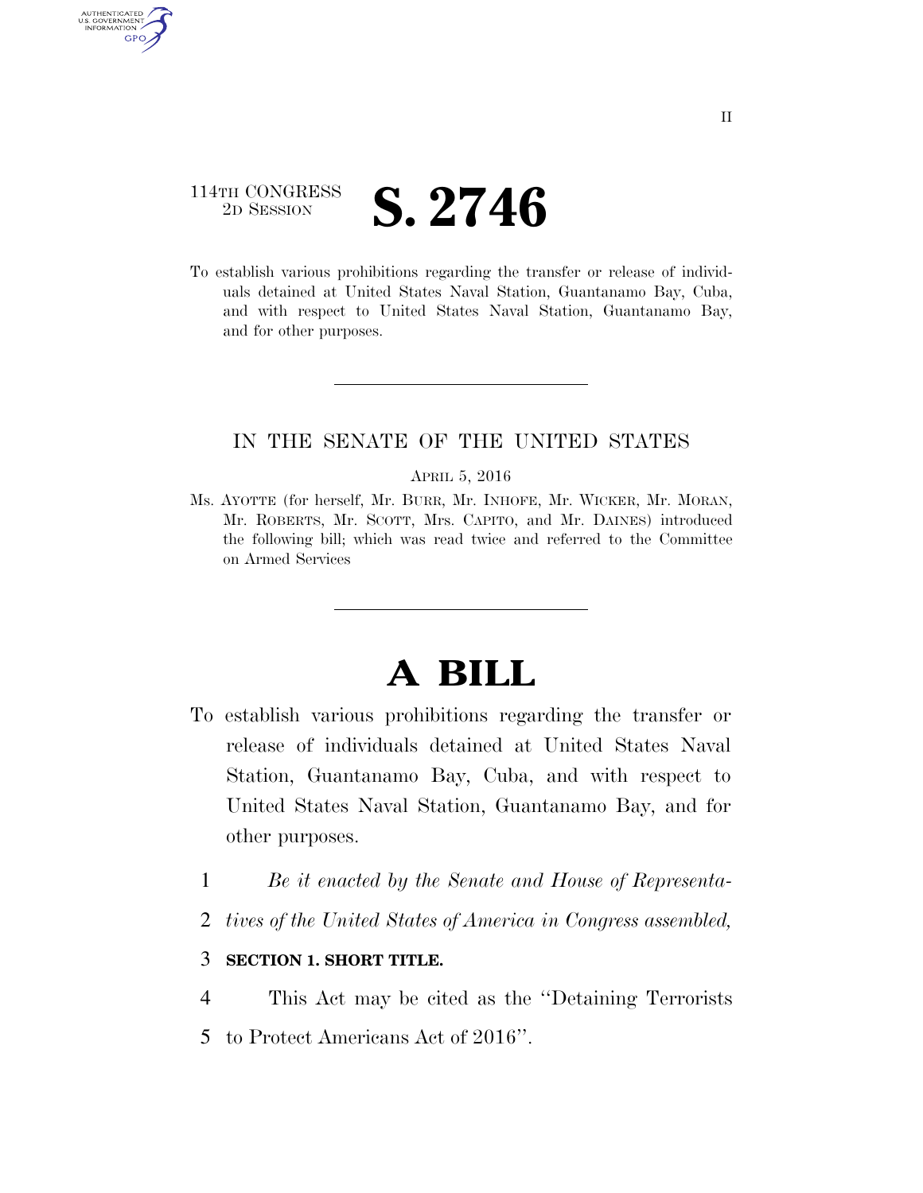114TH CONGRESS
2D SESSION

# S. 2746

To establish various prohibitions regarding the transfer or release of individuals detained at United States Naval Station, Guantanamo Bay, Cuba, and with respect to United States Naval Station, Guantanamo Bay, and for other purposes.

---

IN THE SENATE OF THE UNITED STATES

APRIL 5, 2016

Ms. AYOTTE (for herself, Mr. BURR, Mr. INHOFE, Mr. WICKER, Mr. MORAN, Mr. ROBERTS, Mr. SCOTT, Mrs. CAPITO, and Mr. DAINES) introduced the following bill; which was read twice and referred to the Committee on Armed Services

---

# A BILL

To establish various prohibitions regarding the transfer or release of individuals detained at United States Naval Station, Guantanamo Bay, Cuba, and with respect to United States Naval Station, Guantanamo Bay, and for other purposes.

1 *Be it enacted by the Senate and House of Representa-*
2 *tives of the United States of America in Congress assembled,*

3 **SECTION 1. SHORT TITLE.**

4 This Act may be cited as the ''Detaining Terrorists
5 to Protect Americans Act of 2016''.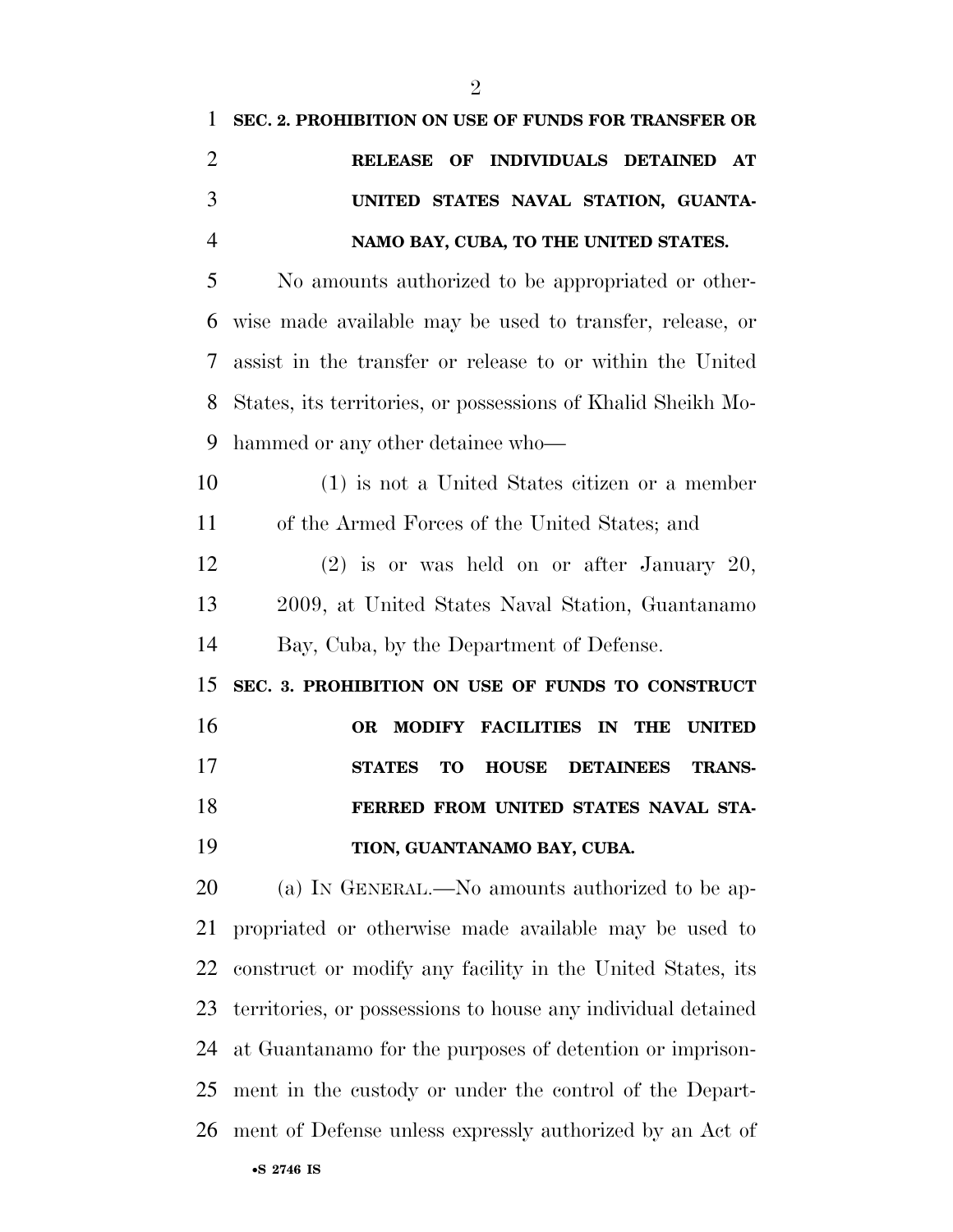**SEC. 2. PROHIBITION ON USE OF FUNDS FOR TRANSFER OR RELEASE OF INDIVIDUALS DETAINED AT UNITED STATES NAVAL STATION, GUANTANAMO BAY, CUBA, TO THE UNITED STATES.**

No amounts authorized to be appropriated or otherwise made available may be used to transfer, release, or assist in the transfer or release to or within the United States, its territories, or possessions of Khalid Sheikh Mohammed or any other detainee who—

(1) is not a United States citizen or a member of the Armed Forces of the United States; and

(2) is or was held on or after January 20, 2009, at United States Naval Station, Guantanamo Bay, Cuba, by the Department of Defense.

**SEC. 3. PROHIBITION ON USE OF FUNDS TO CONSTRUCT OR MODIFY FACILITIES IN THE UNITED STATES TO HOUSE DETAINEES TRANSFERRED FROM UNITED STATES NAVAL STATION, GUANTANAMO BAY, CUBA.**

(a) IN GENERAL.—No amounts authorized to be appropriated or otherwise made available may be used to construct or modify any facility in the United States, its territories, or possessions to house any individual detained at Guantanamo for the purposes of detention or imprisonment in the custody or under the control of the Department of Defense unless expressly authorized by an Act of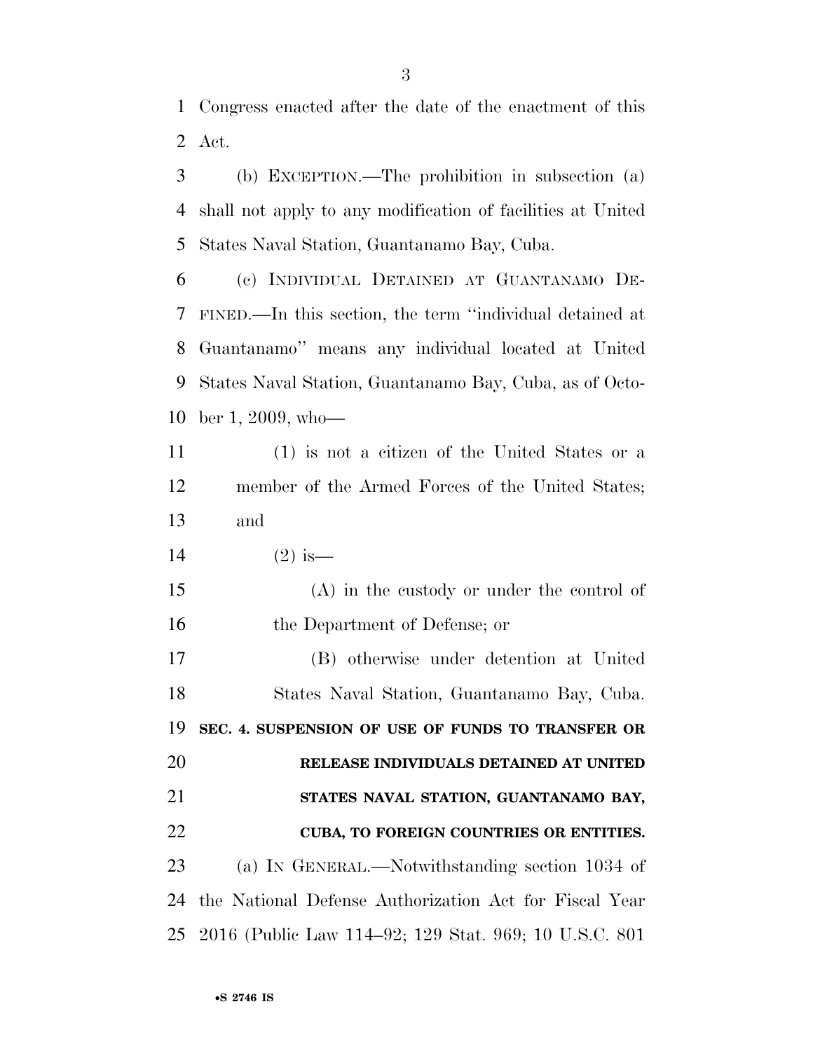Congress enacted after the date of the enactment of this Act.

(b) EXCEPTION.—The prohibition in subsection (a) shall not apply to any modification of facilities at United States Naval Station, Guantanamo Bay, Cuba.

(c) INDIVIDUAL DETAINED AT GUANTANAMO DEFINED.—In this section, the term ''individual detained at Guantanamo'' means any individual located at United States Naval Station, Guantanamo Bay, Cuba, as of October 1, 2009, who—

(1) is not a citizen of the United States or a member of the Armed Forces of the United States; and

(2) is—

(A) in the custody or under the control of the Department of Defense; or

(B) otherwise under detention at United States Naval Station, Guantanamo Bay, Cuba.

**SEC. 4. SUSPENSION OF USE OF FUNDS TO TRANSFER OR RELEASE INDIVIDUALS DETAINED AT UNITED STATES NAVAL STATION, GUANTANAMO BAY, CUBA, TO FOREIGN COUNTRIES OR ENTITIES.**

(a) IN GENERAL.—Notwithstanding section 1034 of the National Defense Authorization Act for Fiscal Year 2016 (Public Law 114–92; 129 Stat. 969; 10 U.S.C. 801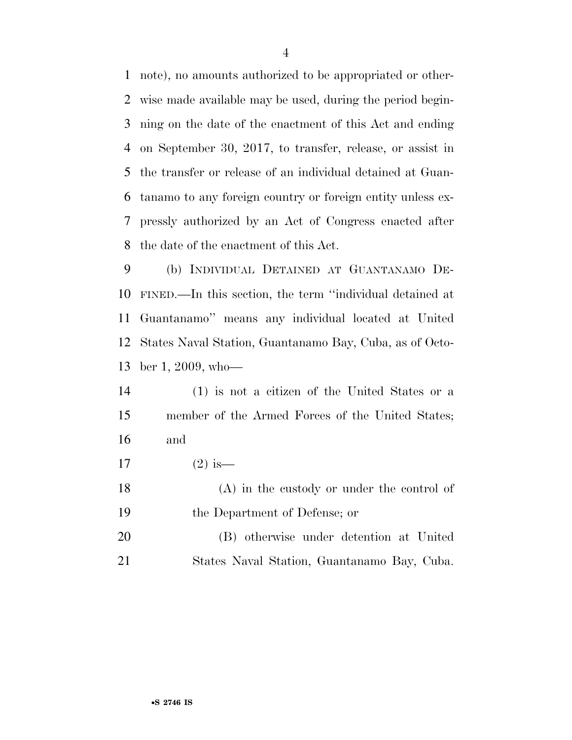note), no amounts authorized to be appropriated or otherwise made available may be used, during the period beginning on the date of the enactment of this Act and ending on September 30, 2017, to transfer, release, or assist in the transfer or release of an individual detained at Guantanamo to any foreign country or foreign entity unless expressly authorized by an Act of Congress enacted after the date of the enactment of this Act.

(b) INDIVIDUAL DETAINED AT GUANTANAMO DEFINED.—In this section, the term "individual detained at Guantanamo" means any individual located at United States Naval Station, Guantanamo Bay, Cuba, as of October 1, 2009, who—

(1) is not a citizen of the United States or a member of the Armed Forces of the United States; and

(2) is—

(A) in the custody or under the control of the Department of Defense; or

(B) otherwise under detention at United States Naval Station, Guantanamo Bay, Cuba.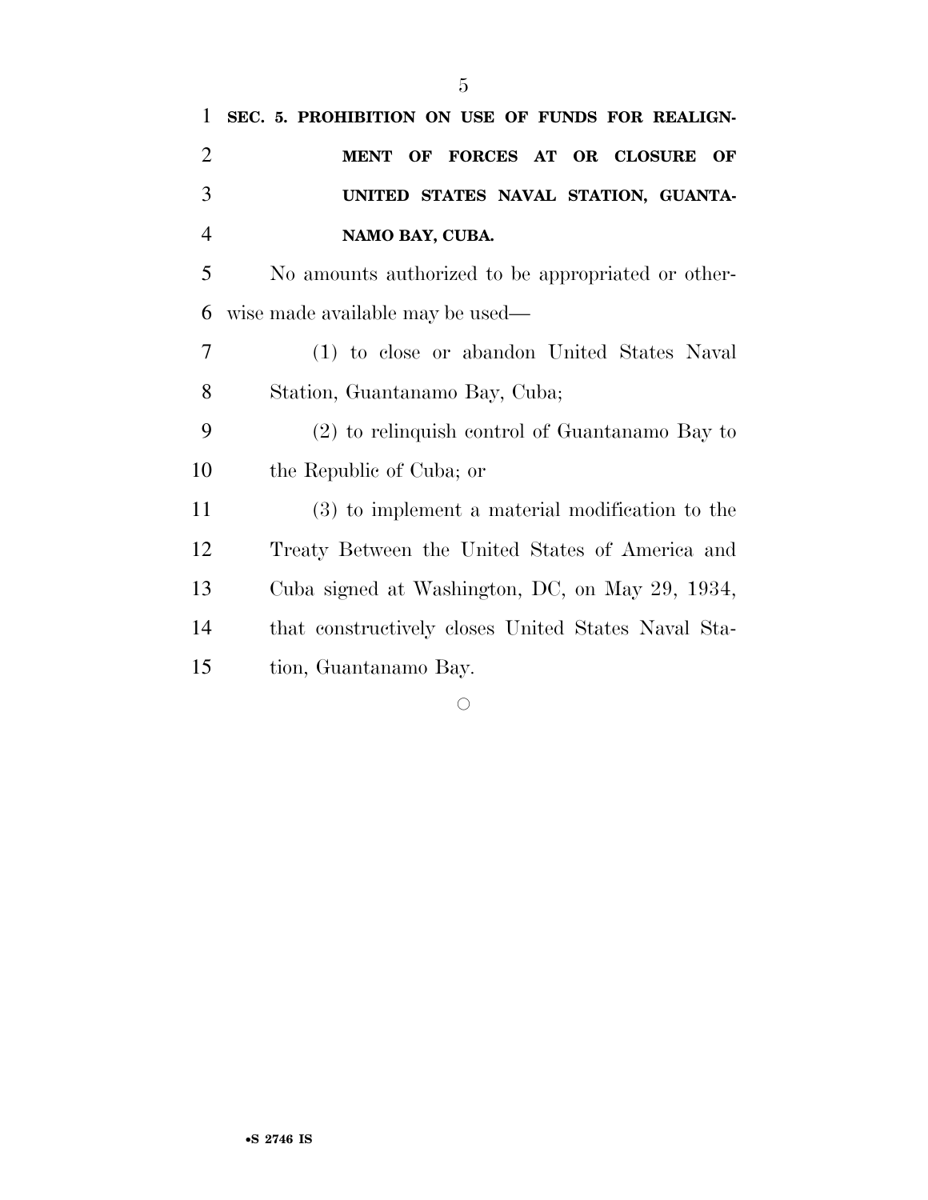**SEC. 5. PROHIBITION ON USE OF FUNDS FOR REALIGNMENT OF FORCES AT OR CLOSURE OF UNITED STATES NAVAL STATION, GUANTANAMO BAY, CUBA.**

No amounts authorized to be appropriated or otherwise made available may be used—

(1) to close or abandon United States Naval Station, Guantanamo Bay, Cuba;

(2) to relinquish control of Guantanamo Bay to the Republic of Cuba; or

(3) to implement a material modification to the Treaty Between the United States of America and Cuba signed at Washington, DC, on May 29, 1934, that constructively closes United States Naval Station, Guantanamo Bay.

○